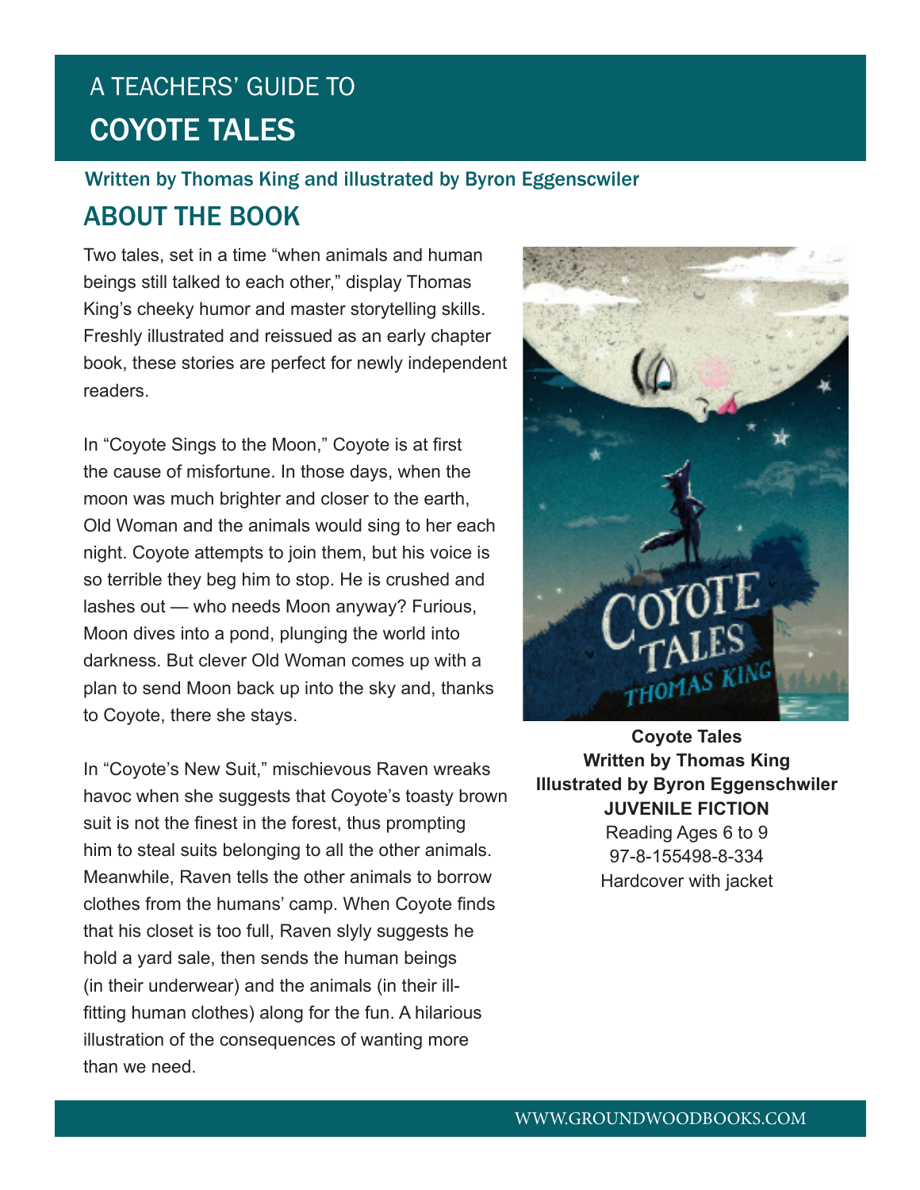# A TEACHERS' GUIDE TO COYOTE TALES

**Written by Thomas King and illustrated by Byron Eggenscwiler**

## ABOUT THE BOOK

Two tales, set in a time "when animals and human beings still talked to each other," display Thomas King's cheeky humor and master storytelling skills. Freshly illustrated and reissued as an early chapter book, these stories are perfect for newly independent readers.

In "Coyote Sings to the Moon," Coyote is at first the cause of misfortune. In those days, when the moon was much brighter and closer to the earth, Old Woman and the animals would sing to her each night. Coyote attempts to join them, but his voice is so terrible they beg him to stop. He is crushed and lashes out — who needs Moon anyway? Furious, Moon dives into a pond, plunging the world into darkness. But clever Old Woman comes up with a plan to send Moon back up into the sky and, thanks to Coyote, there she stays.

In "Coyote's New Suit," mischievous Raven wreaks havoc when she suggests that Coyote's toasty brown suit is not the finest in the forest, thus prompting him to steal suits belonging to all the other animals. Meanwhile, Raven tells the other animals to borrow clothes from the humans' camp. When Coyote finds that his closet is too full, Raven slyly suggests he hold a yard sale, then sends the human beings (in their underwear) and the animals (in their ill-fitting human clothes) along for the fun. A hilarious illustration of the consequences of wanting more than we need.

**Coyote Tales**
**Written by Thomas King**
**Illustrated by Byron Eggenschwiler**
**JUVENILE FICTION**
Reading Ages 6 to 9
97-8-155498-8-334
Hardcover with jacket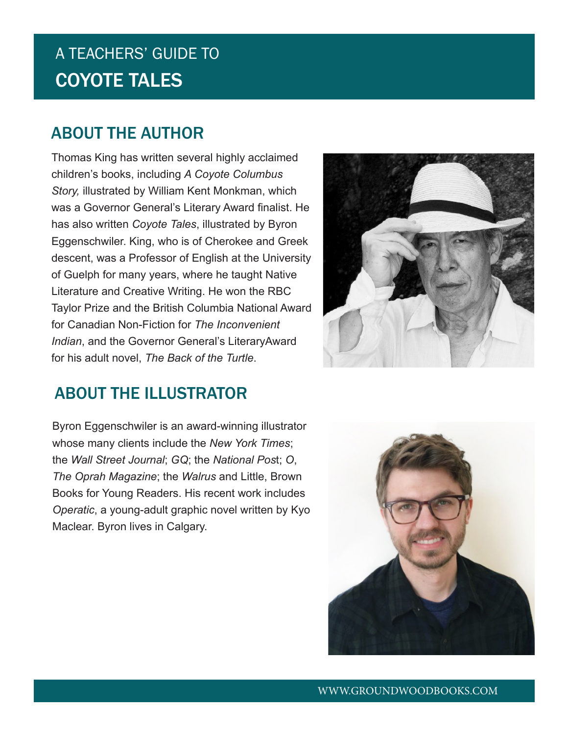# A TEACHERS' GUIDE TO COYOTE TALES

## ABOUT THE AUTHOR

Thomas King has written several highly acclaimed children's books, including *A Coyote Columbus Story,* illustrated by William Kent Monkman, which was a Governor General's Literary Award finalist. He has also written *Coyote Tales*, illustrated by Byron Eggenschwiler. King, who is of Cherokee and Greek descent, was a Professor of English at the University of Guelph for many years, where he taught Native Literature and Creative Writing. He won the RBC Taylor Prize and the British Columbia National Award for Canadian Non-Fiction for *The Inconvenient Indian*, and the Governor General's LiteraryAward for his adult novel, *The Back of the Turtle*.

## ABOUT THE ILLUSTRATOR

Byron Eggenschwiler is an award-winning illustrator whose many clients include the *New York Times*; the *Wall Street Journal*; *GQ*; the *National Pos*t; *O*, *The Oprah Magazine*; the *Walrus* and Little, Brown Books for Young Readers. His recent work includes *Operatic*, a young-adult graphic novel written by Kyo Maclear. Byron lives in Calgary.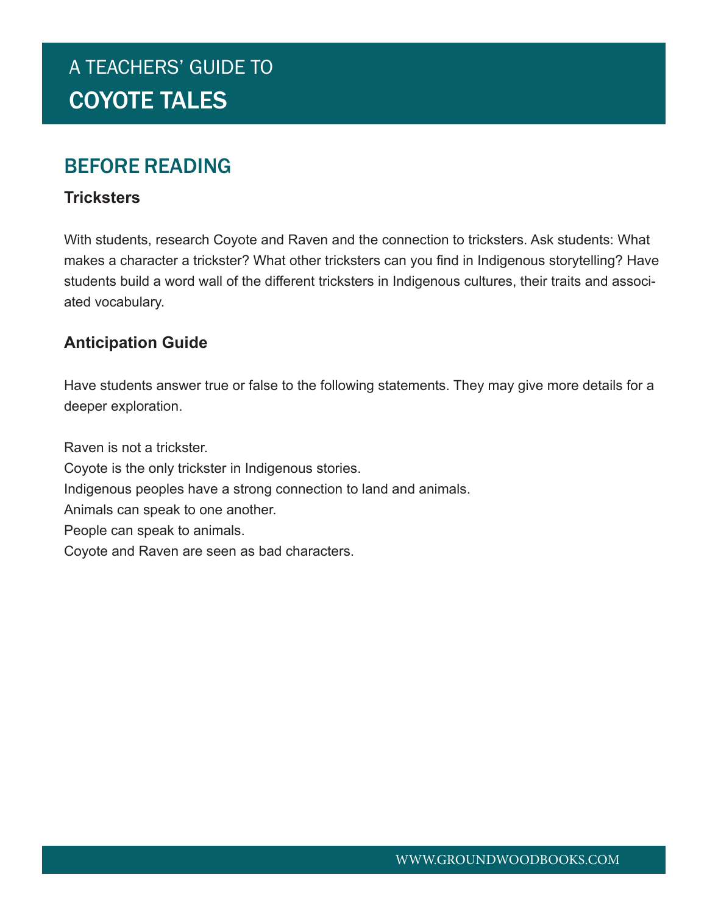# A TEACHERS' GUIDE TO COYOTE TALES

## BEFORE READING

### Tricksters

With students, research Coyote and Raven and the connection to tricksters. Ask students: What makes a character a trickster? What other tricksters can you find in Indigenous storytelling? Have students build a word wall of the different tricksters in Indigenous cultures, their traits and associated vocabulary.

### Anticipation Guide

Have students answer true or false to the following statements. They may give more details for a deeper exploration.

Raven is not a trickster.
Coyote is the only trickster in Indigenous stories.
Indigenous peoples have a strong connection to land and animals.
Animals can speak to one another.
People can speak to animals.
Coyote and Raven are seen as bad characters.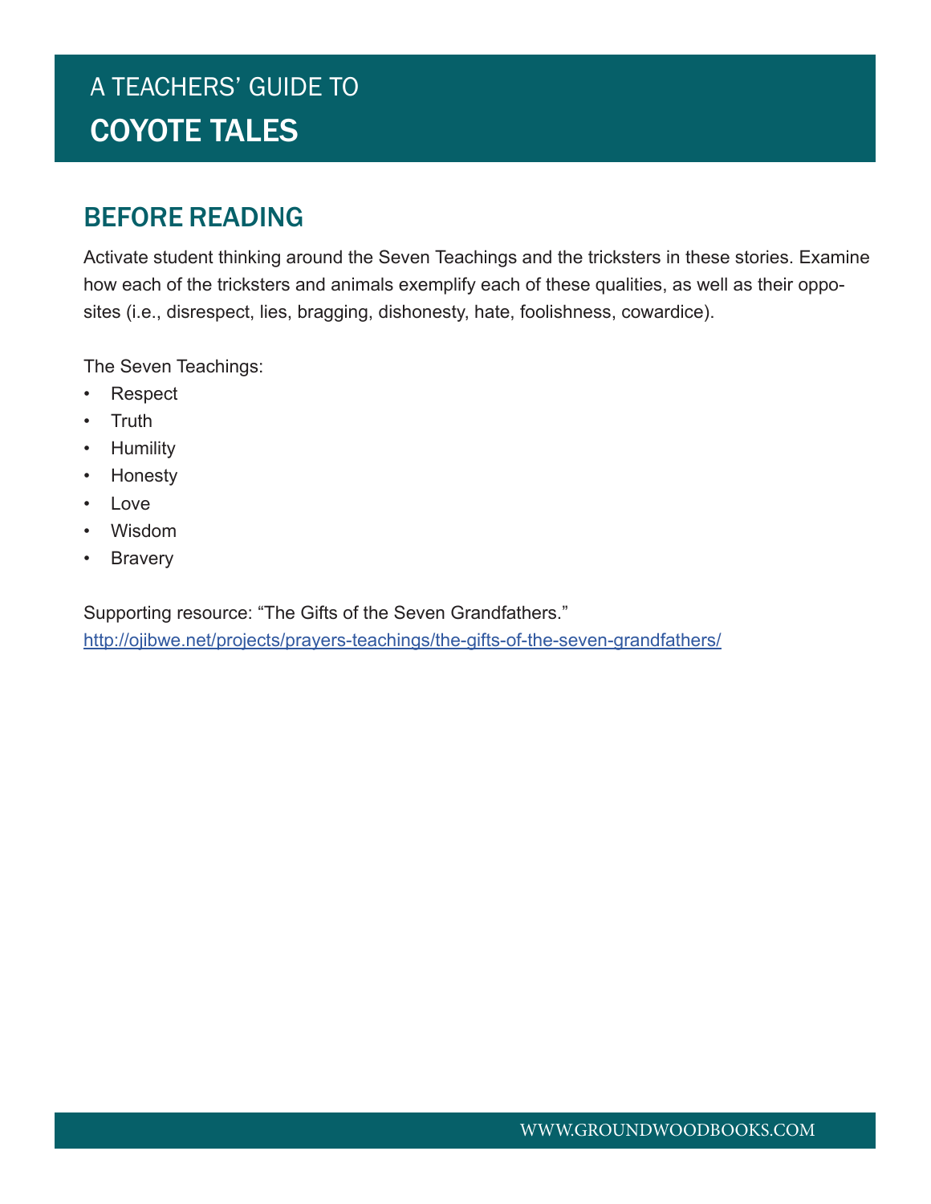# A TEACHERS' GUIDE TO
# COYOTE TALES

## BEFORE READING

Activate student thinking around the Seven Teachings and the tricksters in these stories. Examine how each of the tricksters and animals exemplify each of these qualities, as well as their opposites (i.e., disrespect, lies, bragging, dishonesty, hate, foolishness, cowardice).

The Seven Teachings:

- Respect
- Truth
- Humility
- Honesty
- Love
- Wisdom
- Bravery

Supporting resource: "The Gifts of the Seven Grandfathers."
http://ojibwe.net/projects/prayers-teachings/the-gifts-of-the-seven-grandfathers/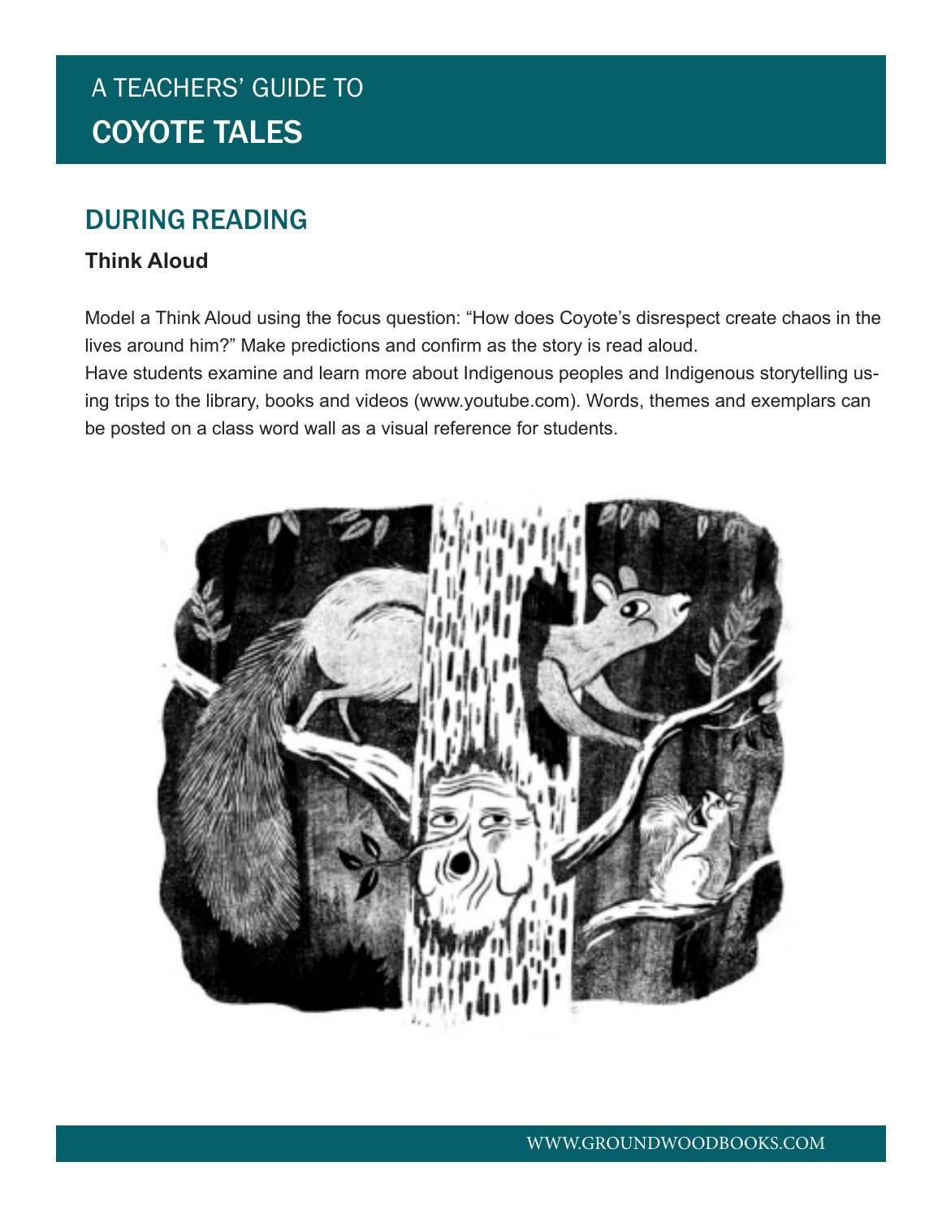# A TEACHERS' GUIDE TO COYOTE TALES

## DURING READING

### Think Aloud

Model a Think Aloud using the focus question: "How does Coyote's disrespect create chaos in the lives around him?" Make predictions and confirm as the story is read aloud.

Have students examine and learn more about Indigenous peoples and Indigenous storytelling using trips to the library, books and videos (www.youtube.com). Words, themes and exemplars can be posted on a class word wall as a visual reference for students.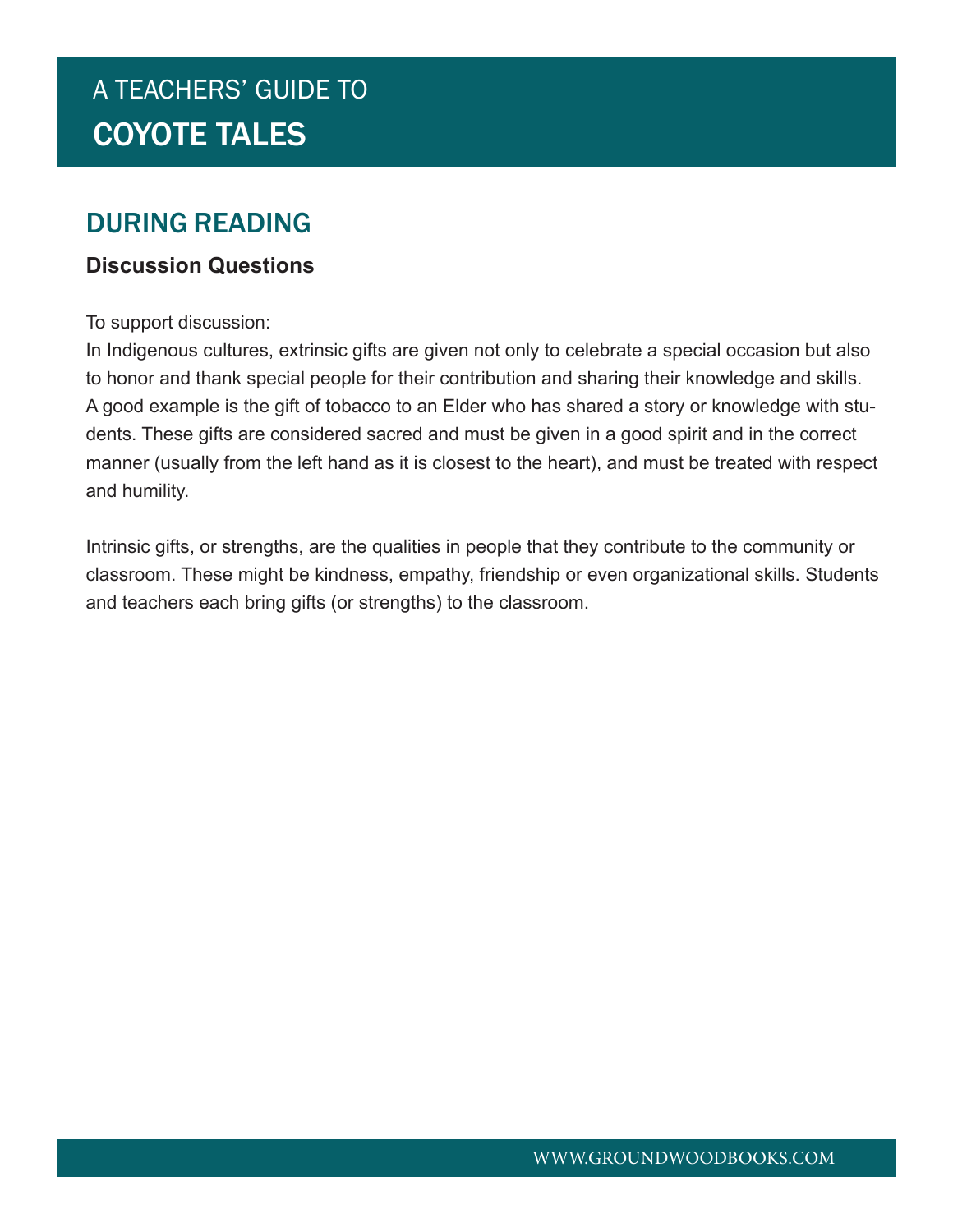## DURING READING

### Discussion Questions

To support discussion:
In Indigenous cultures, extrinsic gifts are given not only to celebrate a special occasion but also to honor and thank special people for their contribution and sharing their knowledge and skills. A good example is the gift of tobacco to an Elder who has shared a story or knowledge with students. These gifts are considered sacred and must be given in a good spirit and in the correct manner (usually from the left hand as it is closest to the heart), and must be treated with respect and humility.

Intrinsic gifts, or strengths, are the qualities in people that they contribute to the community or classroom. These might be kindness, empathy, friendship or even organizational skills. Students and teachers each bring gifts (or strengths) to the classroom.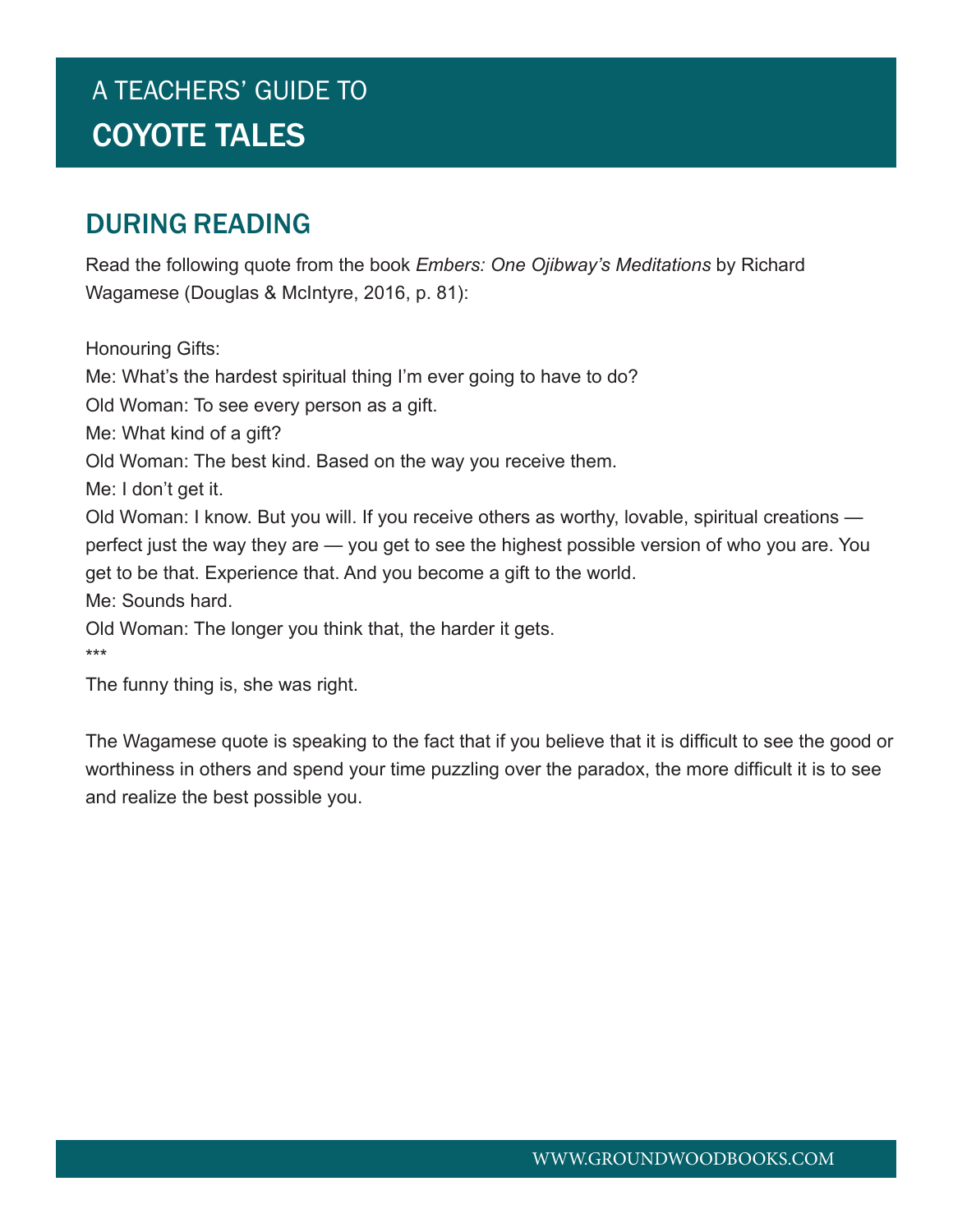## DURING READING

Read the following quote from the book *Embers: One Ojibway's Meditations* by Richard Wagamese (Douglas & McIntyre, 2016, p. 81):

Honouring Gifts:

Me: What's the hardest spiritual thing I'm ever going to have to do?

Old Woman: To see every person as a gift.

Me: What kind of a gift?

Old Woman: The best kind. Based on the way you receive them.

Me: I don't get it.

Old Woman: I know. But you will. If you receive others as worthy, lovable, spiritual creations — perfect just the way they are — you get to see the highest possible version of who you are. You get to be that. Experience that. And you become a gift to the world.

Me: Sounds hard.

Old Woman: The longer you think that, the harder it gets.

***

The funny thing is, she was right.

The Wagamese quote is speaking to the fact that if you believe that it is difficult to see the good or worthiness in others and spend your time puzzling over the paradox, the more difficult it is to see and realize the best possible you.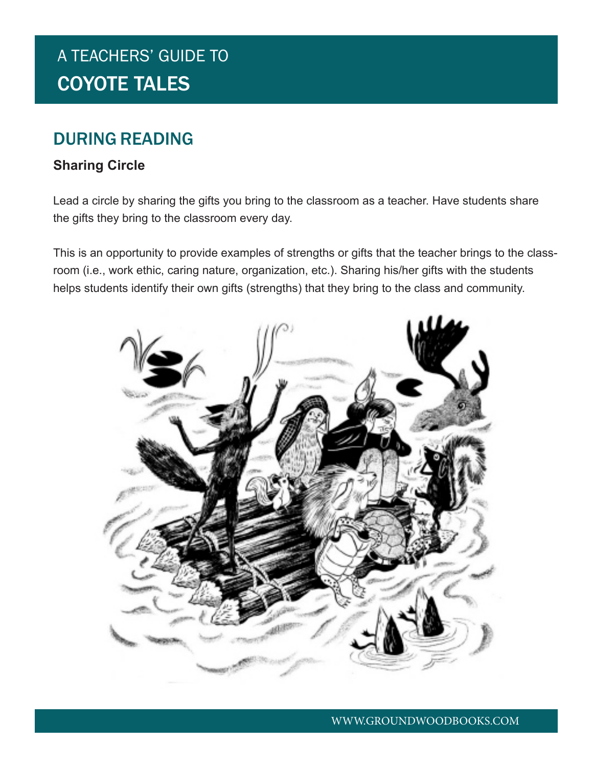## DURING READING

### Sharing Circle

Lead a circle by sharing the gifts you bring to the classroom as a teacher. Have students share the gifts they bring to the classroom every day.

This is an opportunity to provide examples of strengths or gifts that the teacher brings to the classroom (i.e., work ethic, caring nature, organization, etc.). Sharing his/her gifts with the students helps students identify their own gifts (strengths) that they bring to the class and community.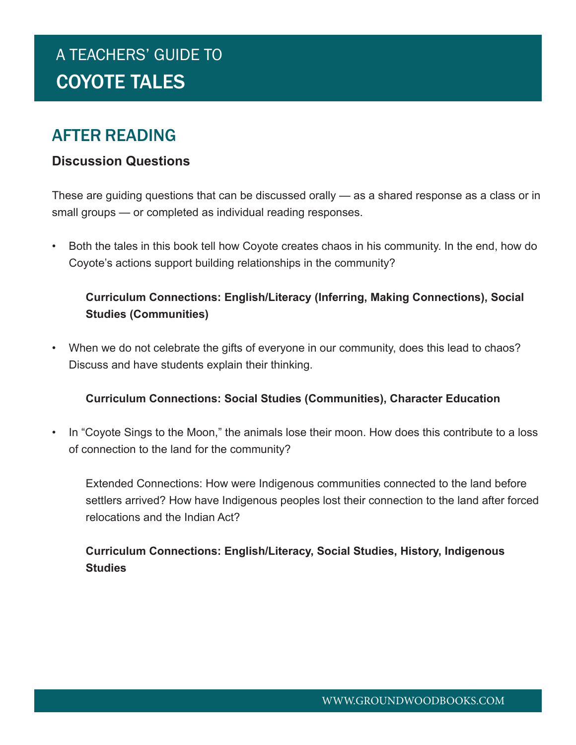## AFTER READING

### Discussion Questions

These are guiding questions that can be discussed orally — as a shared response as a class or in small groups — or completed as individual reading responses.

- Both the tales in this book tell how Coyote creates chaos in his community. In the end, how do Coyote's actions support building relationships in the community?

  **Curriculum Connections: English/Literacy (Inferring, Making Connections), Social Studies (Communities)**

- When we do not celebrate the gifts of everyone in our community, does this lead to chaos? Discuss and have students explain their thinking.

  **Curriculum Connections: Social Studies (Communities), Character Education**

- In "Coyote Sings to the Moon," the animals lose their moon. How does this contribute to a loss of connection to the land for the community?

  Extended Connections: How were Indigenous communities connected to the land before settlers arrived? How have Indigenous peoples lost their connection to the land after forced relocations and the Indian Act?

  **Curriculum Connections: English/Literacy, Social Studies, History, Indigenous Studies**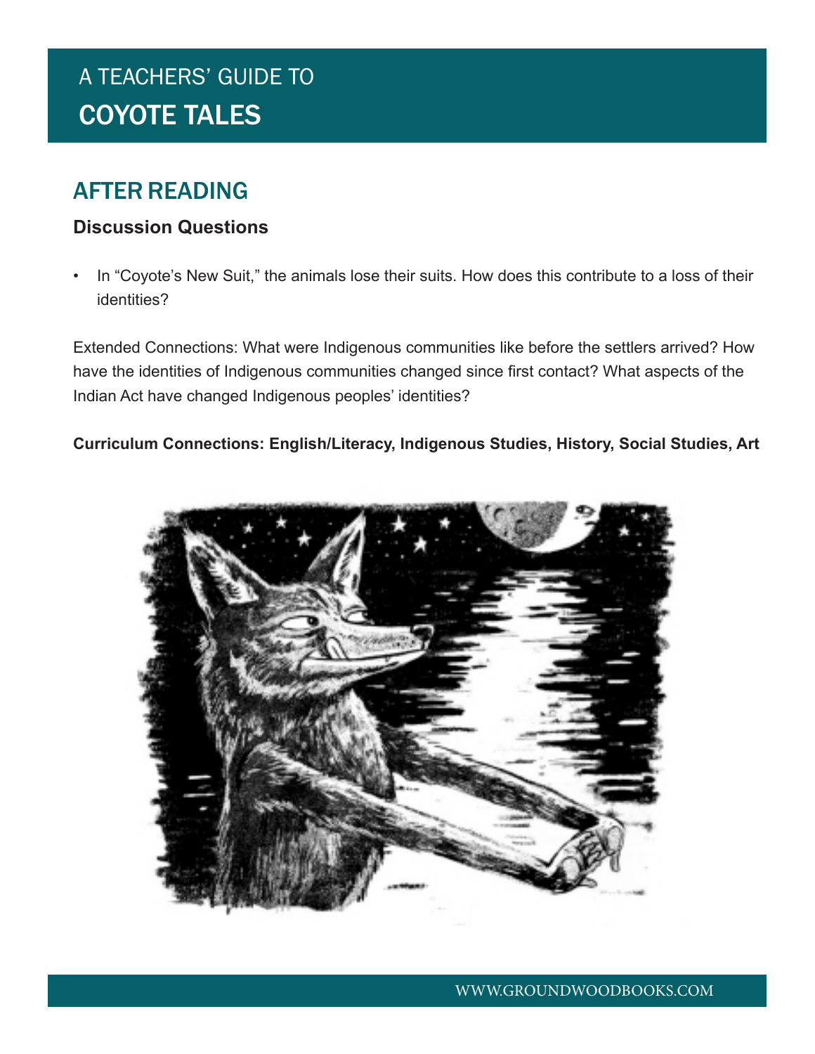# A TEACHERS' GUIDE TO COYOTE TALES

## AFTER READING

### Discussion Questions

- In "Coyote's New Suit," the animals lose their suits. How does this contribute to a loss of their identities?

Extended Connections: What were Indigenous communities like before the settlers arrived? How have the identities of Indigenous communities changed since first contact? What aspects of the Indian Act have changed Indigenous peoples' identities?

**Curriculum Connections: English/Literacy, Indigenous Studies, History, Social Studies, Art**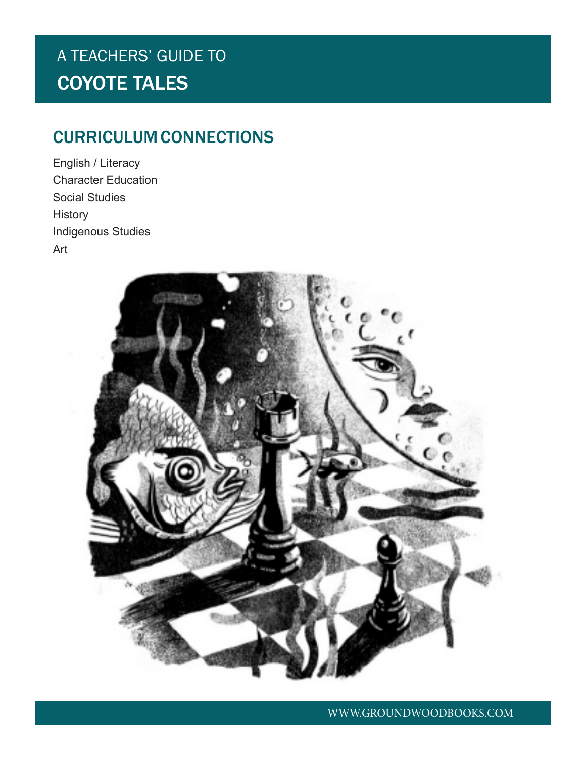A TEACHERS' GUIDE TO

# COYOTE TALES

## CURRICULUM CONNECTIONS

English / Literacy
Character Education
Social Studies
History
Indigenous Studies
Art

WWW.GROUNDWOODBOOKS.COM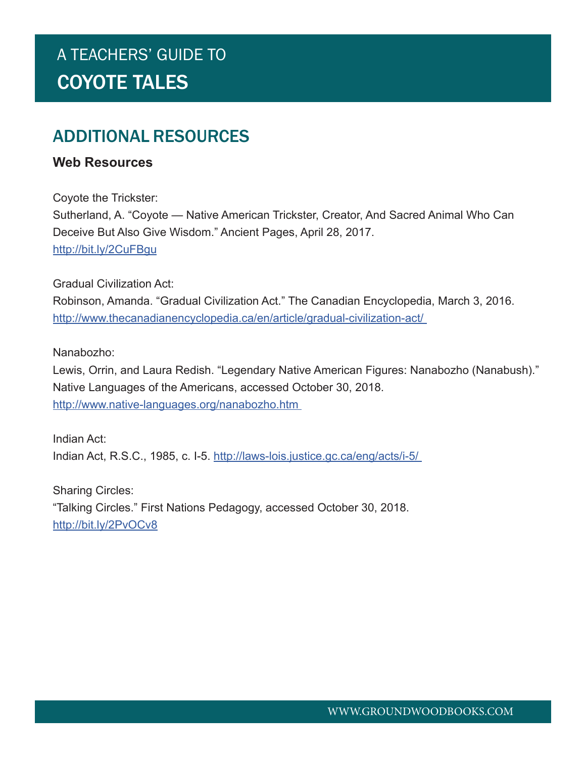## ADDITIONAL RESOURCES

### Web Resources

Coyote the Trickster:
Sutherland, A. "Coyote — Native American Trickster, Creator, And Sacred Animal Who Can Deceive But Also Give Wisdom." Ancient Pages, April 28, 2017.
http://bit.ly/2CuFBgu

Gradual Civilization Act:
Robinson, Amanda. "Gradual Civilization Act." The Canadian Encyclopedia, March 3, 2016.
http://www.thecanadianencyclopedia.ca/en/article/gradual-civilization-act/

Nanabozho:
Lewis, Orrin, and Laura Redish. "Legendary Native American Figures: Nanabozho (Nanabush)." Native Languages of the Americans, accessed October 30, 2018.
http://www.native-languages.org/nanabozho.htm

Indian Act:
Indian Act, R.S.C., 1985, c. I-5. http://laws-lois.justice.gc.ca/eng/acts/i-5/

Sharing Circles:
"Talking Circles." First Nations Pedagogy, accessed October 30, 2018.
http://bit.ly/2PvOCv8